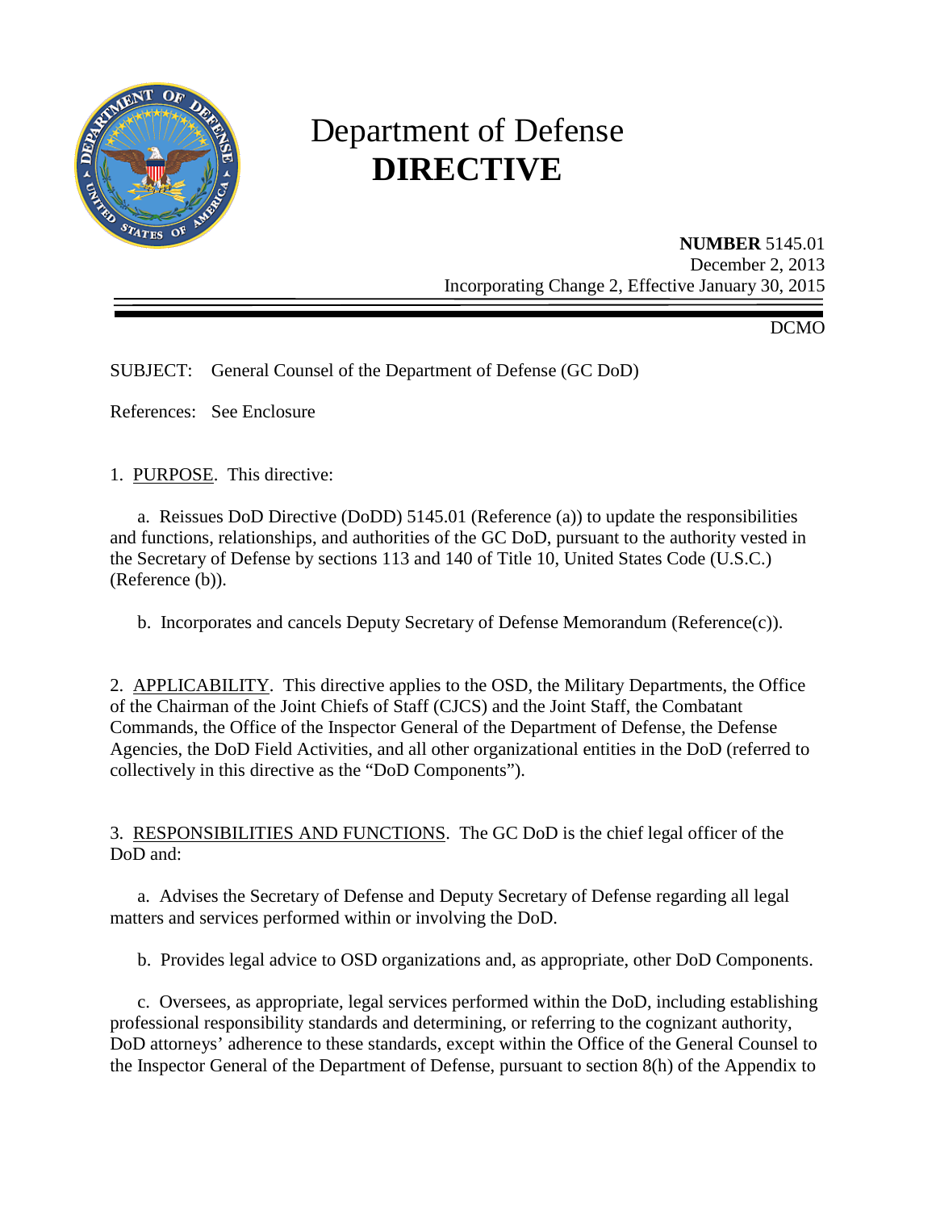# Department of Defense
# DIRECTIVE

**NUMBER** 5145.01
December 2, 2013
Incorporating Change 2, Effective January 30, 2015

DCMO

SUBJECT: General Counsel of the Department of Defense (GC DoD)

References: See Enclosure

1. PURPOSE. This directive:

a. Reissues DoD Directive (DoDD) 5145.01 (Reference (a)) to update the responsibilities and functions, relationships, and authorities of the GC DoD, pursuant to the authority vested in the Secretary of Defense by sections 113 and 140 of Title 10, United States Code (U.S.C.) (Reference (b)).

b. Incorporates and cancels Deputy Secretary of Defense Memorandum (Reference(c)).

2. APPLICABILITY. This directive applies to the OSD, the Military Departments, the Office of the Chairman of the Joint Chiefs of Staff (CJCS) and the Joint Staff, the Combatant Commands, the Office of the Inspector General of the Department of Defense, the Defense Agencies, the DoD Field Activities, and all other organizational entities in the DoD (referred to collectively in this directive as the "DoD Components").

3. RESPONSIBILITIES AND FUNCTIONS. The GC DoD is the chief legal officer of the DoD and:

a. Advises the Secretary of Defense and Deputy Secretary of Defense regarding all legal matters and services performed within or involving the DoD.

b. Provides legal advice to OSD organizations and, as appropriate, other DoD Components.

c. Oversees, as appropriate, legal services performed within the DoD, including establishing professional responsibility standards and determining, or referring to the cognizant authority, DoD attorneys' adherence to these standards, except within the Office of the General Counsel to the Inspector General of the Department of Defense, pursuant to section 8(h) of the Appendix to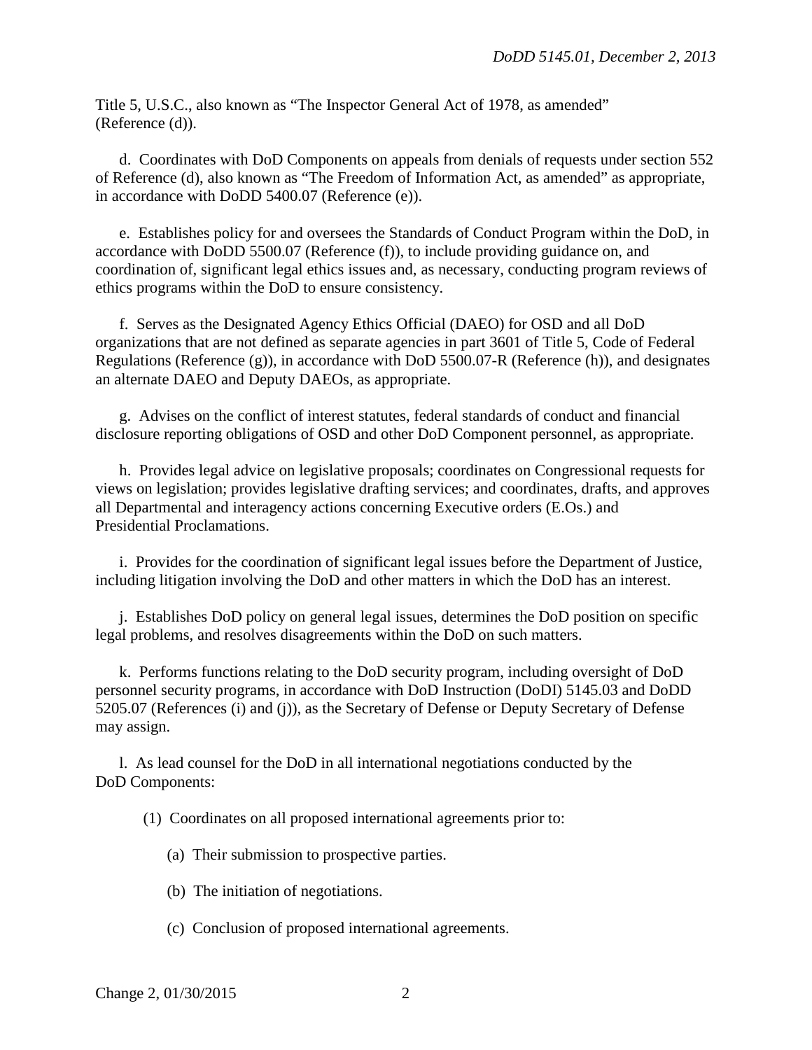Title 5, U.S.C., also known as "The Inspector General Act of 1978, as amended" (Reference (d)).

d. Coordinates with DoD Components on appeals from denials of requests under section 552 of Reference (d), also known as "The Freedom of Information Act, as amended" as appropriate, in accordance with DoDD 5400.07 (Reference (e)).

e. Establishes policy for and oversees the Standards of Conduct Program within the DoD, in accordance with DoDD 5500.07 (Reference (f)), to include providing guidance on, and coordination of, significant legal ethics issues and, as necessary, conducting program reviews of ethics programs within the DoD to ensure consistency.

f. Serves as the Designated Agency Ethics Official (DAEO) for OSD and all DoD organizations that are not defined as separate agencies in part 3601 of Title 5, Code of Federal Regulations (Reference (g)), in accordance with DoD 5500.07-R (Reference (h)), and designates an alternate DAEO and Deputy DAEOs, as appropriate.

g. Advises on the conflict of interest statutes, federal standards of conduct and financial disclosure reporting obligations of OSD and other DoD Component personnel, as appropriate.

h. Provides legal advice on legislative proposals; coordinates on Congressional requests for views on legislation; provides legislative drafting services; and coordinates, drafts, and approves all Departmental and interagency actions concerning Executive orders (E.Os.) and Presidential Proclamations.

i. Provides for the coordination of significant legal issues before the Department of Justice, including litigation involving the DoD and other matters in which the DoD has an interest.

j. Establishes DoD policy on general legal issues, determines the DoD position on specific legal problems, and resolves disagreements within the DoD on such matters.

k. Performs functions relating to the DoD security program, including oversight of DoD personnel security programs, in accordance with DoD Instruction (DoDI) 5145.03 and DoDD 5205.07 (References (i) and (j)), as the Secretary of Defense or Deputy Secretary of Defense may assign.

l. As lead counsel for the DoD in all international negotiations conducted by the DoD Components:

(1) Coordinates on all proposed international agreements prior to:

(a) Their submission to prospective parties.

(b) The initiation of negotiations.

(c) Conclusion of proposed international agreements.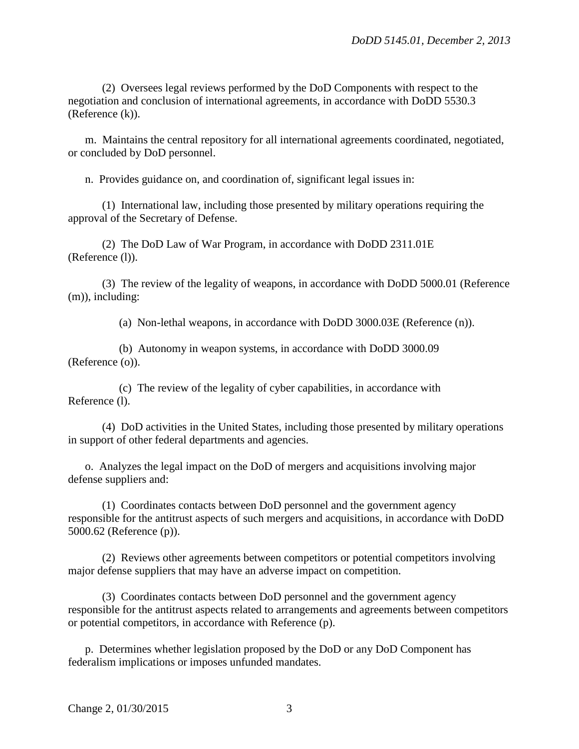(2) Oversees legal reviews performed by the DoD Components with respect to the negotiation and conclusion of international agreements, in accordance with DoDD 5530.3 (Reference (k)).

m. Maintains the central repository for all international agreements coordinated, negotiated, or concluded by DoD personnel.

n. Provides guidance on, and coordination of, significant legal issues in:

(1) International law, including those presented by military operations requiring the approval of the Secretary of Defense.

(2) The DoD Law of War Program, in accordance with DoDD 2311.01E (Reference (l)).

(3) The review of the legality of weapons, in accordance with DoDD 5000.01 (Reference (m)), including:

(a) Non-lethal weapons, in accordance with DoDD 3000.03E (Reference (n)).

(b) Autonomy in weapon systems, in accordance with DoDD 3000.09 (Reference (o)).

(c) The review of the legality of cyber capabilities, in accordance with Reference (l).

(4) DoD activities in the United States, including those presented by military operations in support of other federal departments and agencies.

o. Analyzes the legal impact on the DoD of mergers and acquisitions involving major defense suppliers and:

(1) Coordinates contacts between DoD personnel and the government agency responsible for the antitrust aspects of such mergers and acquisitions, in accordance with DoDD 5000.62 (Reference (p)).

(2) Reviews other agreements between competitors or potential competitors involving major defense suppliers that may have an adverse impact on competition.

(3) Coordinates contacts between DoD personnel and the government agency responsible for the antitrust aspects related to arrangements and agreements between competitors or potential competitors, in accordance with Reference (p).

p. Determines whether legislation proposed by the DoD or any DoD Component has federalism implications or imposes unfunded mandates.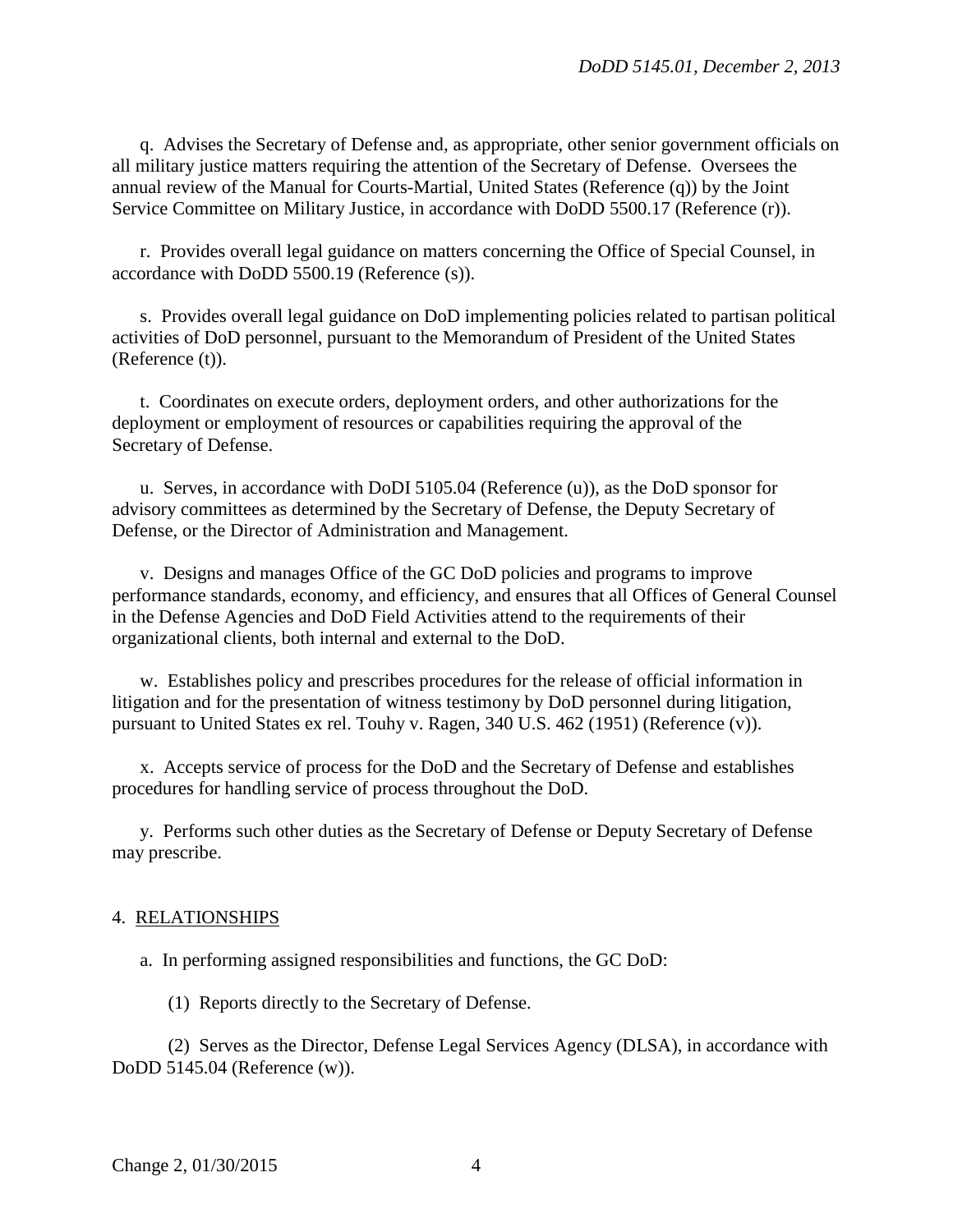q. Advises the Secretary of Defense and, as appropriate, other senior government officials on all military justice matters requiring the attention of the Secretary of Defense. Oversees the annual review of the Manual for Courts-Martial, United States (Reference (q)) by the Joint Service Committee on Military Justice, in accordance with DoDD 5500.17 (Reference (r)).

r. Provides overall legal guidance on matters concerning the Office of Special Counsel, in accordance with DoDD 5500.19 (Reference (s)).

s. Provides overall legal guidance on DoD implementing policies related to partisan political activities of DoD personnel, pursuant to the Memorandum of President of the United States (Reference (t)).

t. Coordinates on execute orders, deployment orders, and other authorizations for the deployment or employment of resources or capabilities requiring the approval of the Secretary of Defense.

u. Serves, in accordance with DoDI 5105.04 (Reference (u)), as the DoD sponsor for advisory committees as determined by the Secretary of Defense, the Deputy Secretary of Defense, or the Director of Administration and Management.

v. Designs and manages Office of the GC DoD policies and programs to improve performance standards, economy, and efficiency, and ensures that all Offices of General Counsel in the Defense Agencies and DoD Field Activities attend to the requirements of their organizational clients, both internal and external to the DoD.

w. Establishes policy and prescribes procedures for the release of official information in litigation and for the presentation of witness testimony by DoD personnel during litigation, pursuant to United States ex rel. Touhy v. Ragen, 340 U.S. 462 (1951) (Reference (v)).

x. Accepts service of process for the DoD and the Secretary of Defense and establishes procedures for handling service of process throughout the DoD.

y. Performs such other duties as the Secretary of Defense or Deputy Secretary of Defense may prescribe.

4. <u>RELATIONSHIPS</u>

a. In performing assigned responsibilities and functions, the GC DoD:

(1) Reports directly to the Secretary of Defense.

(2) Serves as the Director, Defense Legal Services Agency (DLSA), in accordance with DoDD 5145.04 (Reference (w)).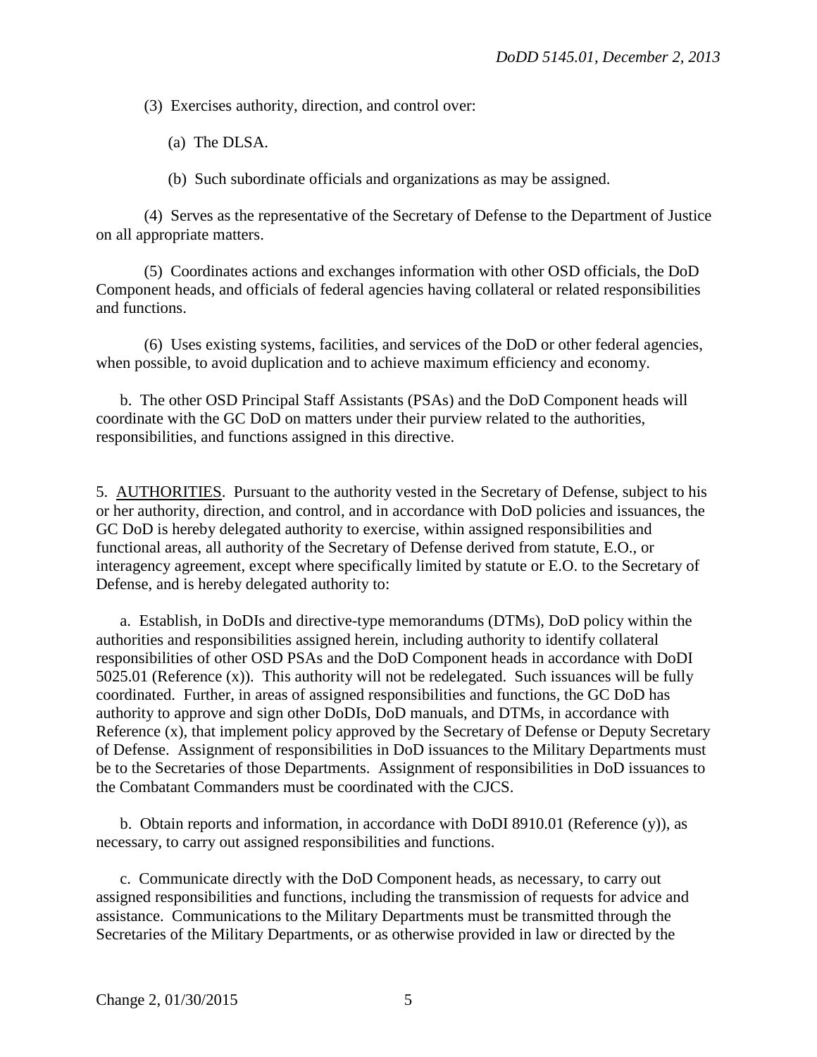(3) Exercises authority, direction, and control over:

(a) The DLSA.

(b) Such subordinate officials and organizations as may be assigned.

(4) Serves as the representative of the Secretary of Defense to the Department of Justice on all appropriate matters.

(5) Coordinates actions and exchanges information with other OSD officials, the DoD Component heads, and officials of federal agencies having collateral or related responsibilities and functions.

(6) Uses existing systems, facilities, and services of the DoD or other federal agencies, when possible, to avoid duplication and to achieve maximum efficiency and economy.

b. The other OSD Principal Staff Assistants (PSAs) and the DoD Component heads will coordinate with the GC DoD on matters under their purview related to the authorities, responsibilities, and functions assigned in this directive.

5. AUTHORITIES. Pursuant to the authority vested in the Secretary of Defense, subject to his or her authority, direction, and control, and in accordance with DoD policies and issuances, the GC DoD is hereby delegated authority to exercise, within assigned responsibilities and functional areas, all authority of the Secretary of Defense derived from statute, E.O., or interagency agreement, except where specifically limited by statute or E.O. to the Secretary of Defense, and is hereby delegated authority to:

a. Establish, in DoDIs and directive-type memorandums (DTMs), DoD policy within the authorities and responsibilities assigned herein, including authority to identify collateral responsibilities of other OSD PSAs and the DoD Component heads in accordance with DoDI 5025.01 (Reference (x)). This authority will not be redelegated. Such issuances will be fully coordinated. Further, in areas of assigned responsibilities and functions, the GC DoD has authority to approve and sign other DoDIs, DoD manuals, and DTMs, in accordance with Reference (x), that implement policy approved by the Secretary of Defense or Deputy Secretary of Defense. Assignment of responsibilities in DoD issuances to the Military Departments must be to the Secretaries of those Departments. Assignment of responsibilities in DoD issuances to the Combatant Commanders must be coordinated with the CJCS.

b. Obtain reports and information, in accordance with DoDI 8910.01 (Reference (y)), as necessary, to carry out assigned responsibilities and functions.

c. Communicate directly with the DoD Component heads, as necessary, to carry out assigned responsibilities and functions, including the transmission of requests for advice and assistance. Communications to the Military Departments must be transmitted through the Secretaries of the Military Departments, or as otherwise provided in law or directed by the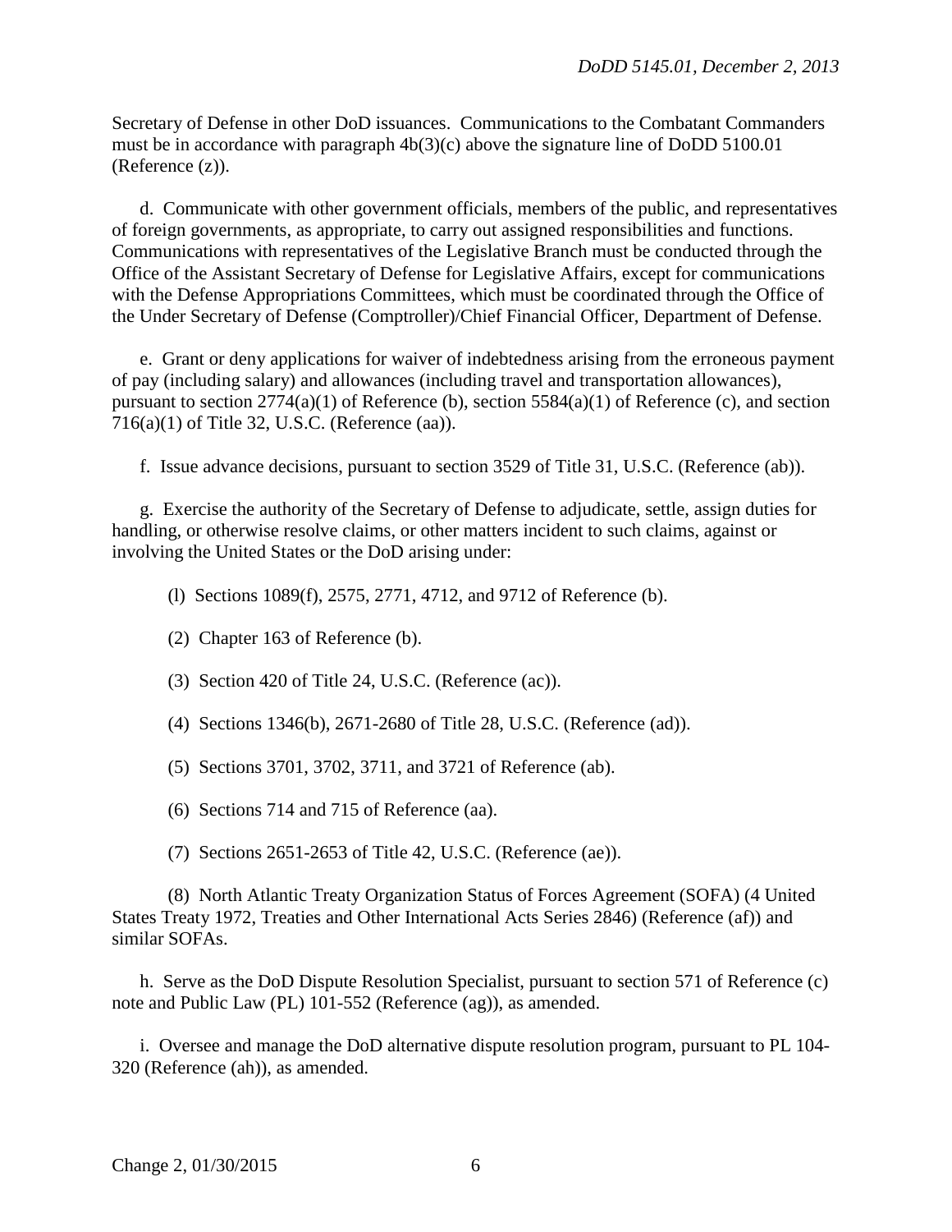Secretary of Defense in other DoD issuances. Communications to the Combatant Commanders must be in accordance with paragraph 4b(3)(c) above the signature line of DoDD 5100.01 (Reference (z)).

d. Communicate with other government officials, members of the public, and representatives of foreign governments, as appropriate, to carry out assigned responsibilities and functions. Communications with representatives of the Legislative Branch must be conducted through the Office of the Assistant Secretary of Defense for Legislative Affairs, except for communications with the Defense Appropriations Committees, which must be coordinated through the Office of the Under Secretary of Defense (Comptroller)/Chief Financial Officer, Department of Defense.

e. Grant or deny applications for waiver of indebtedness arising from the erroneous payment of pay (including salary) and allowances (including travel and transportation allowances), pursuant to section 2774(a)(1) of Reference (b), section 5584(a)(1) of Reference (c), and section 716(a)(1) of Title 32, U.S.C. (Reference (aa)).

f. Issue advance decisions, pursuant to section 3529 of Title 31, U.S.C. (Reference (ab)).

g. Exercise the authority of the Secretary of Defense to adjudicate, settle, assign duties for handling, or otherwise resolve claims, or other matters incident to such claims, against or involving the United States or the DoD arising under:

(l) Sections 1089(f), 2575, 2771, 4712, and 9712 of Reference (b).

(2) Chapter 163 of Reference (b).

(3) Section 420 of Title 24, U.S.C. (Reference (ac)).

(4) Sections 1346(b), 2671-2680 of Title 28, U.S.C. (Reference (ad)).

(5) Sections 3701, 3702, 3711, and 3721 of Reference (ab).

(6) Sections 714 and 715 of Reference (aa).

(7) Sections 2651-2653 of Title 42, U.S.C. (Reference (ae)).

(8) North Atlantic Treaty Organization Status of Forces Agreement (SOFA) (4 United States Treaty 1972, Treaties and Other International Acts Series 2846) (Reference (af)) and similar SOFAs.

h. Serve as the DoD Dispute Resolution Specialist, pursuant to section 571 of Reference (c) note and Public Law (PL) 101-552 (Reference (ag)), as amended.

i. Oversee and manage the DoD alternative dispute resolution program, pursuant to PL 104-320 (Reference (ah)), as amended.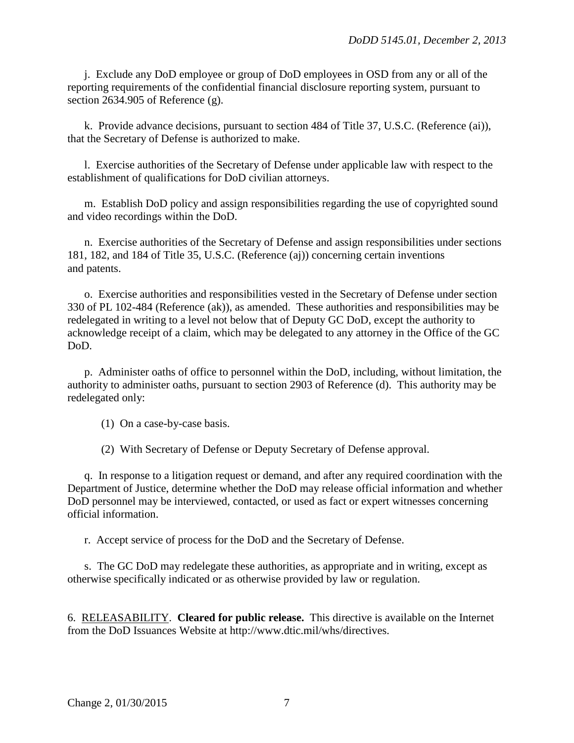j. Exclude any DoD employee or group of DoD employees in OSD from any or all of the reporting requirements of the confidential financial disclosure reporting system, pursuant to section 2634.905 of Reference (g).

k. Provide advance decisions, pursuant to section 484 of Title 37, U.S.C. (Reference (ai)), that the Secretary of Defense is authorized to make.

l. Exercise authorities of the Secretary of Defense under applicable law with respect to the establishment of qualifications for DoD civilian attorneys.

m. Establish DoD policy and assign responsibilities regarding the use of copyrighted sound and video recordings within the DoD.

n. Exercise authorities of the Secretary of Defense and assign responsibilities under sections 181, 182, and 184 of Title 35, U.S.C. (Reference (aj)) concerning certain inventions and patents.

o. Exercise authorities and responsibilities vested in the Secretary of Defense under section 330 of PL 102-484 (Reference (ak)), as amended. These authorities and responsibilities may be redelegated in writing to a level not below that of Deputy GC DoD, except the authority to acknowledge receipt of a claim, which may be delegated to any attorney in the Office of the GC DoD.

p. Administer oaths of office to personnel within the DoD, including, without limitation, the authority to administer oaths, pursuant to section 2903 of Reference (d). This authority may be redelegated only:

(1) On a case-by-case basis.

(2) With Secretary of Defense or Deputy Secretary of Defense approval.

q. In response to a litigation request or demand, and after any required coordination with the Department of Justice, determine whether the DoD may release official information and whether DoD personnel may be interviewed, contacted, or used as fact or expert witnesses concerning official information.

r. Accept service of process for the DoD and the Secretary of Defense.

s. The GC DoD may redelegate these authorities, as appropriate and in writing, except as otherwise specifically indicated or as otherwise provided by law or regulation.

6. RELEASABILITY. **Cleared for public release.** This directive is available on the Internet from the DoD Issuances Website at http://www.dtic.mil/whs/directives.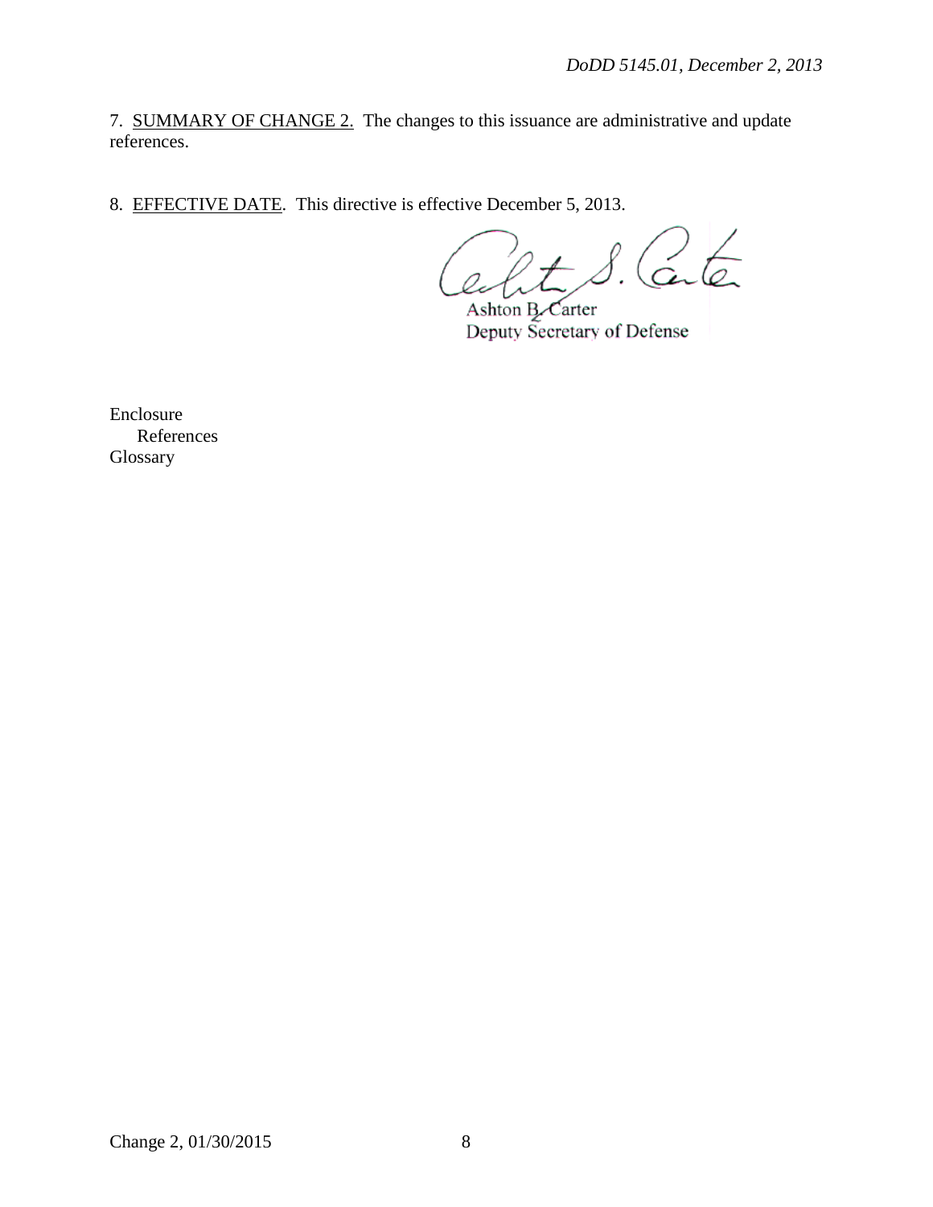7. SUMMARY OF CHANGE 2. The changes to this issuance are administrative and update references.

8. EFFECTIVE DATE. This directive is effective December 5, 2013.

Ashton B. Carter
Deputy Secretary of Defense

Enclosure
References
Glossary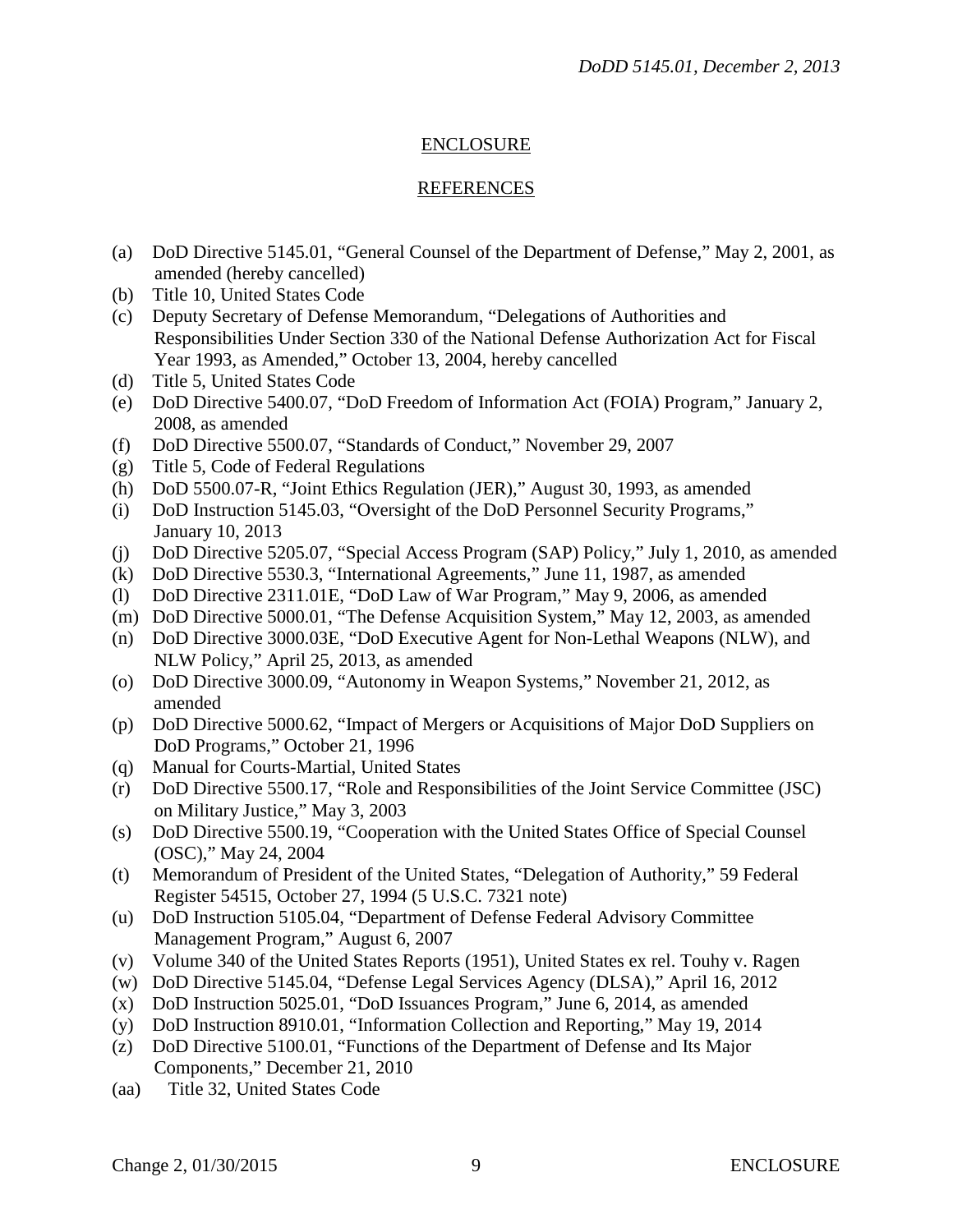## ENCLOSURE

## REFERENCES

(a) DoD Directive 5145.01, "General Counsel of the Department of Defense," May 2, 2001, as amended (hereby cancelled)
(b) Title 10, United States Code
(c) Deputy Secretary of Defense Memorandum, "Delegations of Authorities and Responsibilities Under Section 330 of the National Defense Authorization Act for Fiscal Year 1993, as Amended," October 13, 2004, hereby cancelled
(d) Title 5, United States Code
(e) DoD Directive 5400.07, "DoD Freedom of Information Act (FOIA) Program," January 2, 2008, as amended
(f) DoD Directive 5500.07, "Standards of Conduct," November 29, 2007
(g) Title 5, Code of Federal Regulations
(h) DoD 5500.07-R, "Joint Ethics Regulation (JER)," August 30, 1993, as amended
(i) DoD Instruction 5145.03, "Oversight of the DoD Personnel Security Programs," January 10, 2013
(j) DoD Directive 5205.07, "Special Access Program (SAP) Policy," July 1, 2010, as amended
(k) DoD Directive 5530.3, "International Agreements," June 11, 1987, as amended
(l) DoD Directive 2311.01E, "DoD Law of War Program," May 9, 2006, as amended
(m) DoD Directive 5000.01, "The Defense Acquisition System," May 12, 2003, as amended
(n) DoD Directive 3000.03E, "DoD Executive Agent for Non-Lethal Weapons (NLW), and NLW Policy," April 25, 2013, as amended
(o) DoD Directive 3000.09, "Autonomy in Weapon Systems," November 21, 2012, as amended
(p) DoD Directive 5000.62, "Impact of Mergers or Acquisitions of Major DoD Suppliers on DoD Programs," October 21, 1996
(q) Manual for Courts-Martial, United States
(r) DoD Directive 5500.17, "Role and Responsibilities of the Joint Service Committee (JSC) on Military Justice," May 3, 2003
(s) DoD Directive 5500.19, "Cooperation with the United States Office of Special Counsel (OSC)," May 24, 2004
(t) Memorandum of President of the United States, "Delegation of Authority," 59 Federal Register 54515, October 27, 1994 (5 U.S.C. 7321 note)
(u) DoD Instruction 5105.04, "Department of Defense Federal Advisory Committee Management Program," August 6, 2007
(v) Volume 340 of the United States Reports (1951), United States ex rel. Touhy v. Ragen
(w) DoD Directive 5145.04, "Defense Legal Services Agency (DLSA)," April 16, 2012
(x) DoD Instruction 5025.01, "DoD Issuances Program," June 6, 2014, as amended
(y) DoD Instruction 8910.01, "Information Collection and Reporting," May 19, 2014
(z) DoD Directive 5100.01, "Functions of the Department of Defense and Its Major Components," December 21, 2010
(aa) Title 32, United States Code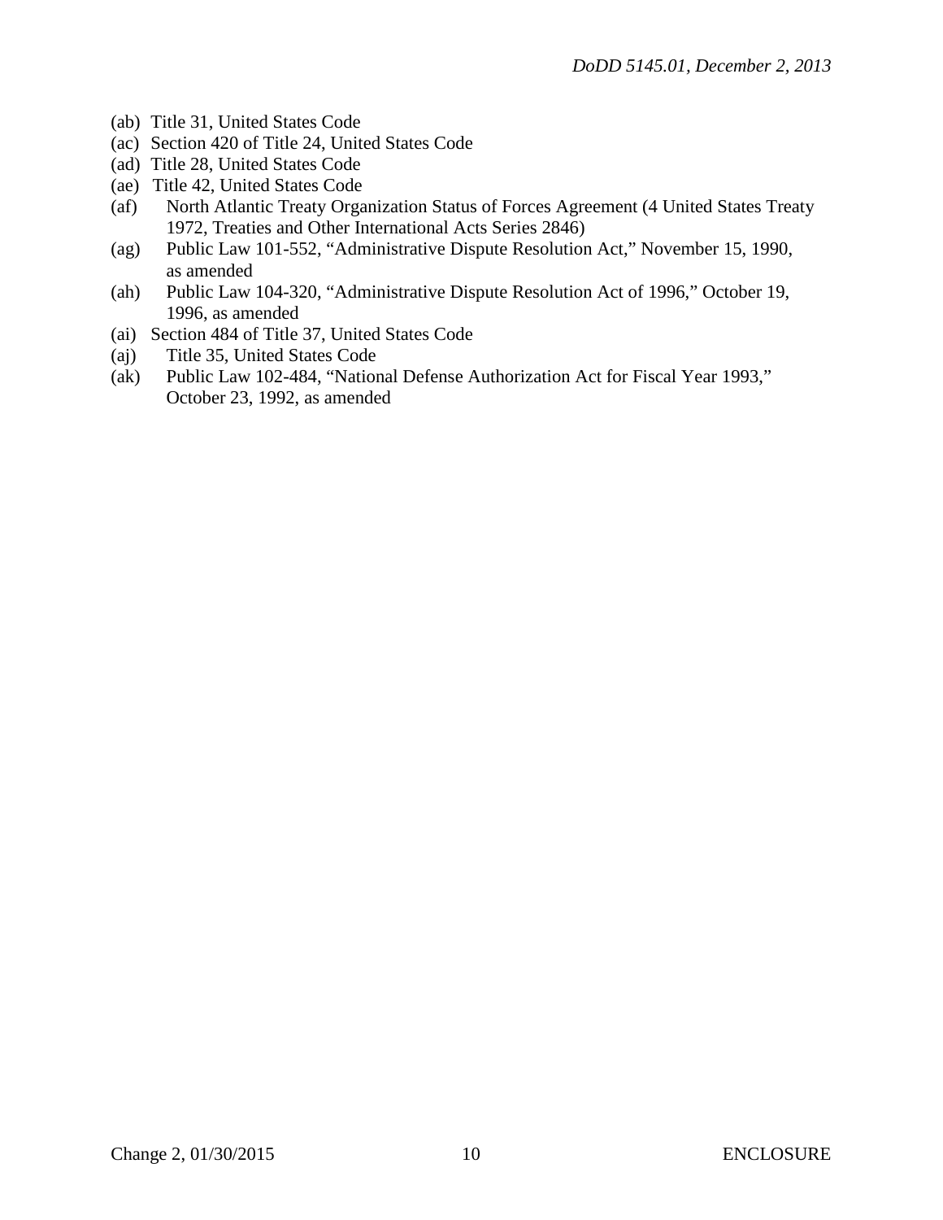(ab) Title 31, United States Code
(ac) Section 420 of Title 24, United States Code
(ad) Title 28, United States Code
(ae) Title 42, United States Code
(af) North Atlantic Treaty Organization Status of Forces Agreement (4 United States Treaty 1972, Treaties and Other International Acts Series 2846)
(ag) Public Law 101-552, "Administrative Dispute Resolution Act," November 15, 1990, as amended
(ah) Public Law 104-320, "Administrative Dispute Resolution Act of 1996," October 19, 1996, as amended
(ai) Section 484 of Title 37, United States Code
(aj) Title 35, United States Code
(ak) Public Law 102-484, "National Defense Authorization Act for Fiscal Year 1993," October 23, 1992, as amended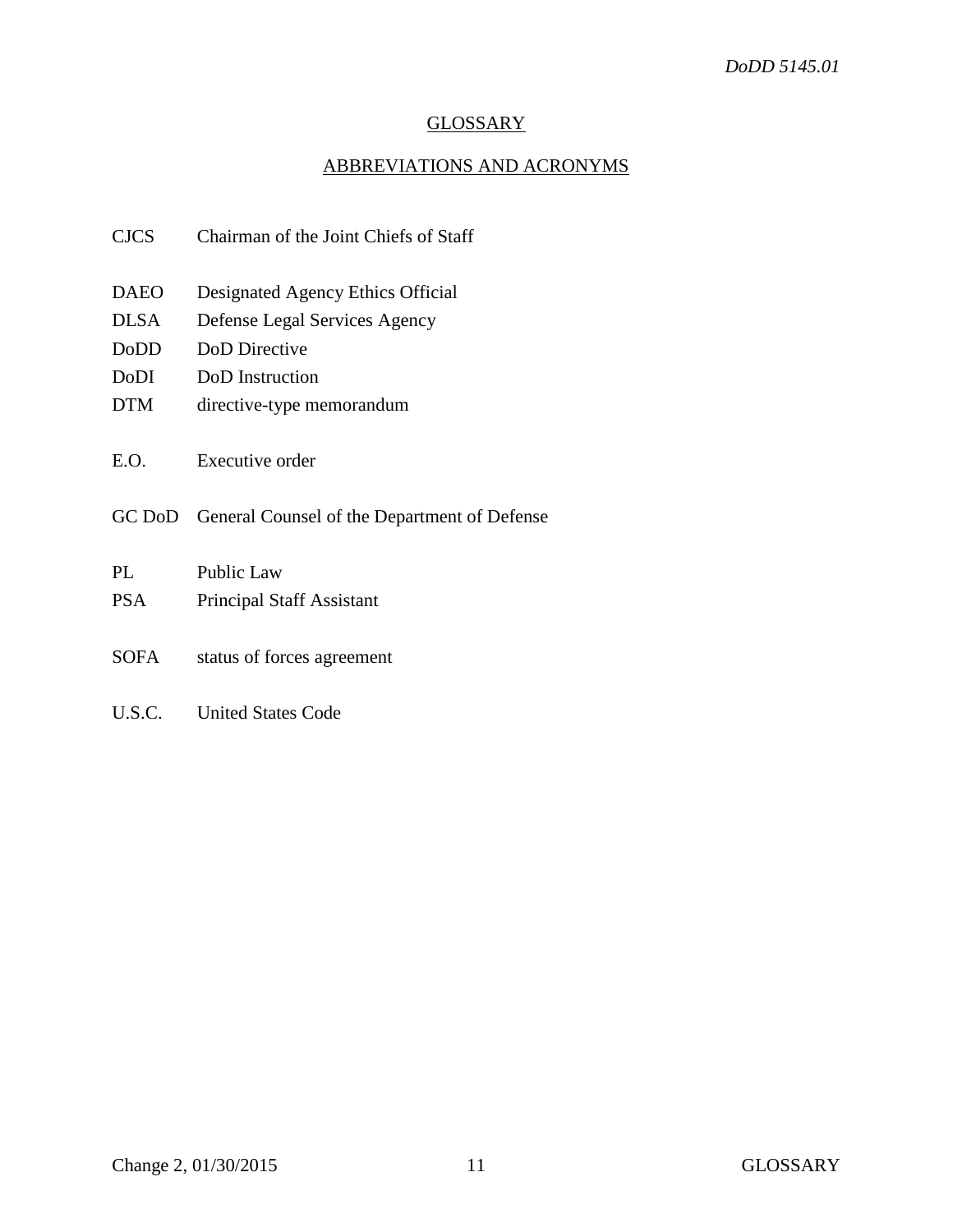## GLOSSARY

### ABBREVIATIONS AND ACRONYMS

| | |
|---|---|
| CJCS | Chairman of the Joint Chiefs of Staff |
| DAEO | Designated Agency Ethics Official |
| DLSA | Defense Legal Services Agency |
| DoDD | DoD Directive |
| DoDI | DoD Instruction |
| DTM | directive-type memorandum |
| E.O. | Executive order |
| GC DoD | General Counsel of the Department of Defense |
| PL | Public Law |
| PSA | Principal Staff Assistant |
| SOFA | status of forces agreement |
| U.S.C. | United States Code |